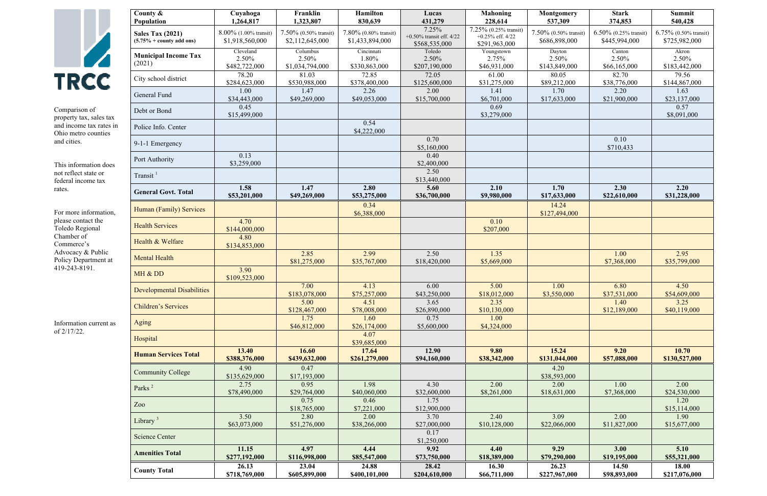# TRCC

Comparison of property tax, sales tax and income tax rates in Ohio metro counties and cities.

This information does not reflect state or federal income tax rates.

For more information, please contact the Toledo Regional Chamber of Commerce's Advocacy & Public Policy Department at 419-243-8191.

Information current as of 2/17/22.

| County & Population | Cuyahoga 1,264,817 | Franklin 1,323,807 | Hamilton 830,639 | Lucas 431,279 | Mahoning 228,614 | Montgomery 537,309 | Stark 374,853 | Summit 540,428 |
|---|---|---|---|---|---|---|---|---|
| **Sales Tax (2021)** **(5.75% + county add ons)** | 8.00% (1.00% transit) $1,918,560,000 | 7.50% (0.50% transit) $2,112,645,000 | 7.80% (0.80% transit) $1,433,894,000 | 7.25% +0.50% transit eff. 4/22 $568,535,000 | 7.25% (0.25% transit) +0.25% eff. 4/22 $291,963,000 | 7.50% (0.50% transit) $686,898,000 | 6.50% (0.25% transit) $445,994,000 | 6.75% (0.50% transit) $725,982,000 |
| **Municipal Income Tax** (2021) | Cleveland 2.50% $482,722,000 | Columbus 2.50% $1,034,794,000 | Cincinnati 1.80% $330,863,000 | Toledo 2.50% $207,190,000 | Youngstown 2.75% $46,931,000 | Dayton 2.50% $143,849,000 | Canton 2.50% $66,165,000 | Akron 2.50% $183,442,000 |
| City school district | 78.20 $284,623,000 | 81.03 $530,988,000 | 72.85 $378,400,000 | 72.05 $125,600,000 | 61.00 $31,275,000 | 80.05 $89,212,000 | 82.70 $38,776,000 | 79.56 $144,867,000 |
| General Fund | 1.00 $34,443,000 | 1.47 $49,269,000 | 2.26 $49,053,000 | 2.00 $15,700,000 | 1.41 $6,701,000 | 1.70 $17,633,000 | 2.20 $21,900,000 | 1.63 $23,137,000 |
| Debt or Bond | 0.45 $15,499,000 | | | | 0.69 $3,279,000 | | | 0.57 $8,091,000 |
| Police Info. Center | | | 0.54 $4,222,000 | | | | | |
| 9-1-1 Emergency | | | | 0.70 $5,160,000 | | | 0.10 $710,433 | |
| Port Authority | 0.13 $3,259,000 | | | 0.40 $2,400,000 | | | | |
| Transit [1] | | | | 2.50 $13,440,000 | | | | |
| **General Govt. Total** | **1.58 $53,201,000** | **1.47 $49,269,000** | **2.80 $53,275,000** | **5.60 $36,700,000** | **2.10 $9,980,000** | **1.70 $17,633,000** | **2.30 $22,610,000** | **2.20 $31,228,000** |
| Human (Family) Services | | | 0.34 $6,388,000 | | | 14.24 $127,494,000 | | |
| Health Services | 4.70 $144,000,000 | | | | 0.10 $207,000 | | | |
| Health & Welfare | 4.80 $134,853,000 | | | | | | | |
| Mental Health | | 2.85 $81,275,000 | 2.99 $35,767,000 | 2.50 $18,420,000 | 1.35 $5,669,000 | | 1.00 $7,368,000 | 2.95 $35,799,000 |
| MH & DD | 3.90 $109,523,000 | | | | | | | |
| Developmental Disabilities | | 7.00 $183,078,000 | 4.13 $75,257,000 | 6.00 $43,250,000 | 5.00 $18,012,000 | 1.00 $3,550,000 | 6.80 $37,531,000 | 4.50 $54,609,000 |
| Children's Services | | 5.00 $128,467,000 | 4.51 $78,008,000 | 3.65 $26,890,000 | 2.35 $10,130,000 | | 1.40 $12,189,000 | 3.25 $40,119,000 |
| Aging | | 1.75 $46,812,000 | 1.60 $26,174,000 | 0.75 $5,600,000 | 1.00 $4,324,000 | | | |
| Hospital | | | 4.07 $39,685,000 | | | | | |
| **Human Services Total** | **13.40 $388,376,000** | **16.60 $439,632,000** | **17.64 $261,279,000** | **12.90 $94,160,000** | **9.80 $38,342,000** | **15.24 $131,044,000** | **9.20 $57,088,000** | **10.70 $130,527,000** |
| Community College | 4.90 $135,629,000 | 0.47 $17,193,000 | | | | 4.20 $38,593,000 | | |
| Parks [2] | 2.75 $78,490,000 | 0.95 $29,764,000 | 1.98 $40,060,000 | 4.30 $32,600,000 | 2.00 $8,261,000 | 2.00 $18,631,000 | 1.00 $7,368,000 | 2.00 $24,530,000 |
| Zoo | | 0.75 $18,765,000 | 0.46 $7,221,000 | 1.75 $12,900,000 | | | | 1.20 $15,114,000 |
| Library [3] | 3.50 $63,073,000 | 2.80 $51,276,000 | 2.00 $38,266,000 | 3.70 $27,000,000 | 2.40 $10,128,000 | 3.09 $22,066,000 | 2.00 $11,827,000 | 1.90 $15,677,000 |
| Science Center | | | | 0.17 $1,250,000 | | | | |
| **Amenities Total** | **11.15 $277,192,000** | **4.97 $116,998,000** | **4.44 $85,547,000** | **9.92 $73,750,000** | **4.40 $18,389,000** | **9.29 $79,290,000** | **3.00 $19,195,000** | **5.10 $55,321,000** |
| **County Total** | **26.13 $718,769,000** | **23.04 $605,899,000** | **24.88 $400,101,000** | **28.42 $204,610,000** | **16.30 $66,711,000** | **26.23 $227,967,000** | **14.50 $98,893,000** | **18.00 $217,076,000** |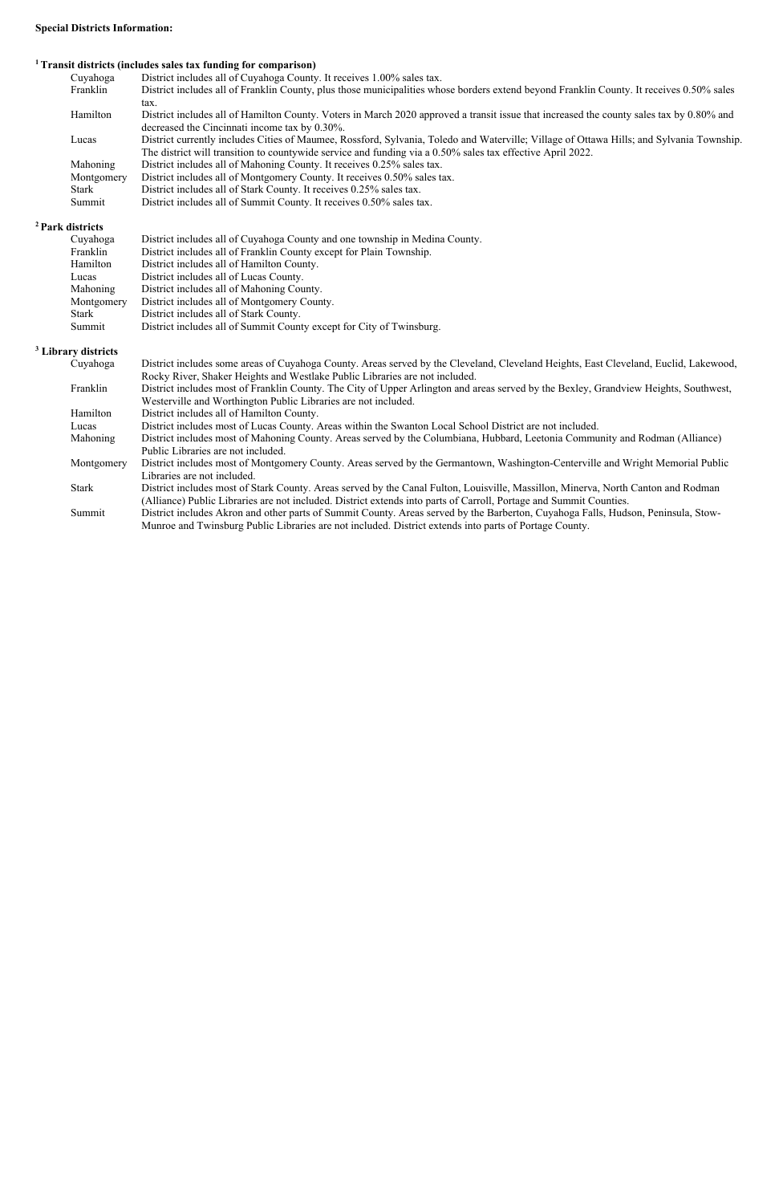**Special Districts Information:**

**[1] Transit districts (includes sales tax funding for comparison)**

| | |
|---|---|
| Cuyahoga | District includes all of Cuyahoga County. It receives 1.00% sales tax. |
| Franklin | District includes all of Franklin County, plus those municipalities whose borders extend beyond Franklin County. It receives 0.50% sales tax. |
| Hamilton | District includes all of Hamilton County. Voters in March 2020 approved a transit issue that increased the county sales tax by 0.80% and decreased the Cincinnati income tax by 0.30%. |
| Lucas | District currently includes Cities of Maumee, Rossford, Sylvania, Toledo and Waterville; Village of Ottawa Hills; and Sylvania Township. The district will transition to countywide service and funding via a 0.50% sales tax effective April 2022. |
| Mahoning | District includes all of Mahoning County. It receives 0.25% sales tax. |
| Montgomery | District includes all of Montgomery County. It receives 0.50% sales tax. |
| Stark | District includes all of Stark County. It receives 0.25% sales tax. |
| Summit | District includes all of Summit County. It receives 0.50% sales tax. |

**[2] Park districts**

| | |
|---|---|
| Cuyahoga | District includes all of Cuyahoga County and one township in Medina County. |
| Franklin | District includes all of Franklin County except for Plain Township. |
| Hamilton | District includes all of Hamilton County. |
| Lucas | District includes all of Lucas County. |
| Mahoning | District includes all of Mahoning County. |
| Montgomery | District includes all of Montgomery County. |
| Stark | District includes all of Stark County. |
| Summit | District includes all of Summit County except for City of Twinsburg. |

**[3] Library districts**

| | |
|---|---|
| Cuyahoga | District includes some areas of Cuyahoga County. Areas served by the Cleveland, Cleveland Heights, East Cleveland, Euclid, Lakewood, Rocky River, Shaker Heights and Westlake Public Libraries are not included. |
| Franklin | District includes most of Franklin County. The City of Upper Arlington and areas served by the Bexley, Grandview Heights, Southwest, Westerville and Worthington Public Libraries are not included. |
| Hamilton | District includes all of Hamilton County. |
| Lucas | District includes most of Lucas County. Areas within the Swanton Local School District are not included. |
| Mahoning | District includes most of Mahoning County. Areas served by the Columbiana, Hubbard, Leetonia Community and Rodman (Alliance) Public Libraries are not included. |
| Montgomery | District includes most of Montgomery County. Areas served by the Germantown, Washington-Centerville and Wright Memorial Public Libraries are not included. |
| Stark | District includes most of Stark County. Areas served by the Canal Fulton, Louisville, Massillon, Minerva, North Canton and Rodman (Alliance) Public Libraries are not included. District extends into parts of Carroll, Portage and Summit Counties. |
| Summit | District includes Akron and other parts of Summit County. Areas served by the Barberton, Cuyahoga Falls, Hudson, Peninsula, Stow-Munroe and Twinsburg Public Libraries are not included. District extends into parts of Portage County. |